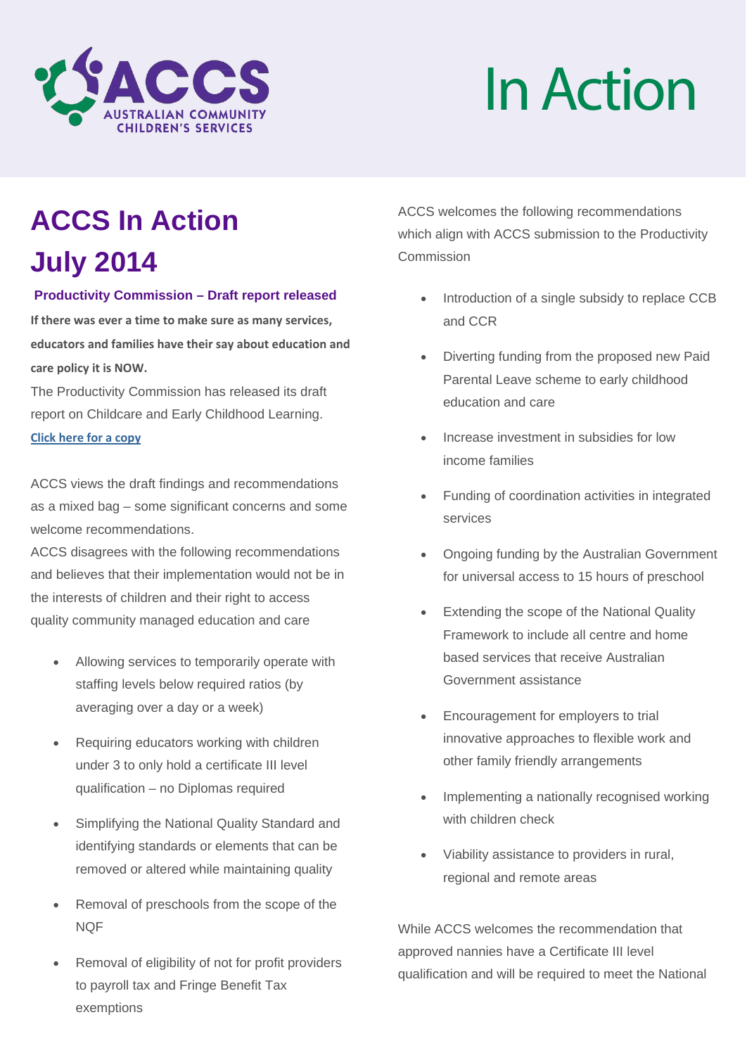ACCS AUSTRALIAN COMMUNITY CHILDREN'S SERVICES

# In Action

## ACCS In Action July 2014

### Productivity Commission – Draft report released

**If there was ever a time to make sure as many services, educators and families have their say about education and care policy it is NOW.**

The Productivity Commission has released its draft report on Childcare and Early Childhood Learning.

[Click here for a copy]

ACCS views the draft findings and recommendations as a mixed bag – some significant concerns and some welcome recommendations.

ACCS disagrees with the following recommendations and believes that their implementation would not be in the interests of children and their right to access quality community managed education and care

- Allowing services to temporarily operate with staffing levels below required ratios (by averaging over a day or a week)
- Requiring educators working with children under 3 to only hold a certificate III level qualification – no Diplomas required
- Simplifying the National Quality Standard and identifying standards or elements that can be removed or altered while maintaining quality
- Removal of preschools from the scope of the NQF
- Removal of eligibility of not for profit providers to payroll tax and Fringe Benefit Tax exemptions

ACCS welcomes the following recommendations which align with ACCS submission to the Productivity Commission

- Introduction of a single subsidy to replace CCB and CCR
- Diverting funding from the proposed new Paid Parental Leave scheme to early childhood education and care
- Increase investment in subsidies for low income families
- Funding of coordination activities in integrated services
- Ongoing funding by the Australian Government for universal access to 15 hours of preschool
- Extending the scope of the National Quality Framework to include all centre and home based services that receive Australian Government assistance
- Encouragement for employers to trial innovative approaches to flexible work and other family friendly arrangements
- Implementing a nationally recognised working with children check
- Viability assistance to providers in rural, regional and remote areas

While ACCS welcomes the recommendation that approved nannies have a Certificate III level qualification and will be required to meet the National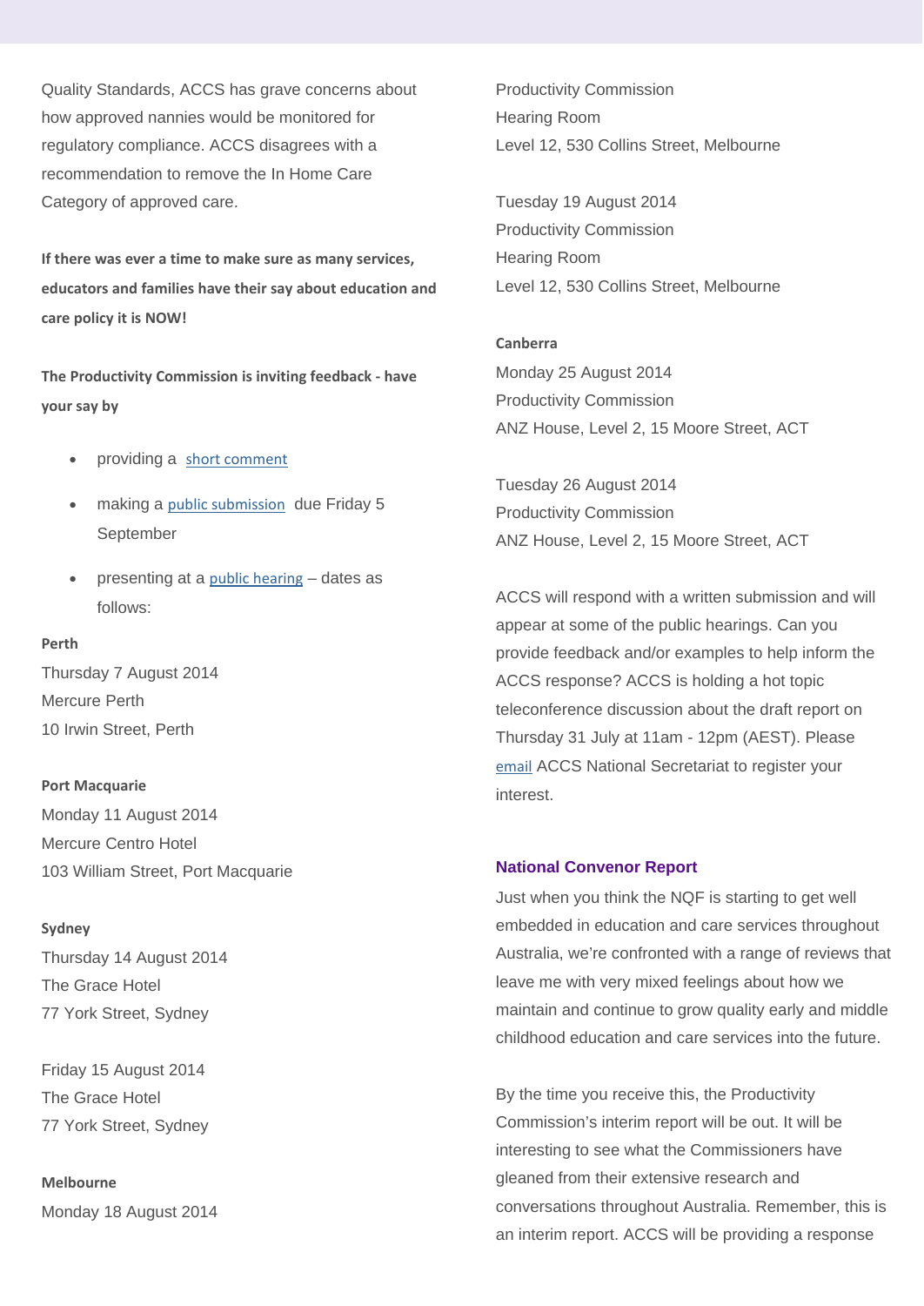Quality Standards, ACCS has grave concerns about how approved nannies would be monitored for regulatory compliance. ACCS disagrees with a recommendation to remove the In Home Care Category of approved care.

**If there was ever a time to make sure as many services, educators and families have their say about education and care policy it is NOW!**

**The Productivity Commission is inviting feedback - have your say by**

- providing a short comment
- making a public submission due Friday 5 September
- presenting at a public hearing – dates as follows:

**Perth**
Thursday 7 August 2014
Mercure Perth
10 Irwin Street, Perth

**Port Macquarie**
Monday 11 August 2014
Mercure Centro Hotel
103 William Street, Port Macquarie

**Sydney**
Thursday 14 August 2014
The Grace Hotel
77 York Street, Sydney

Friday 15 August 2014
The Grace Hotel
77 York Street, Sydney

**Melbourne**
Monday 18 August 2014
Productivity Commission
Hearing Room
Level 12, 530 Collins Street, Melbourne

Tuesday 19 August 2014
Productivity Commission
Hearing Room
Level 12, 530 Collins Street, Melbourne

**Canberra**
Monday 25 August 2014
Productivity Commission
ANZ House, Level 2, 15 Moore Street, ACT

Tuesday 26 August 2014
Productivity Commission
ANZ House, Level 2, 15 Moore Street, ACT

ACCS will respond with a written submission and will appear at some of the public hearings. Can you provide feedback and/or examples to help inform the ACCS response? ACCS is holding a hot topic teleconference discussion about the draft report on Thursday 31 July at 11am - 12pm (AEST). Please email ACCS National Secretariat to register your interest.

## National Convenor Report

Just when you think the NQF is starting to get well embedded in education and care services throughout Australia, we're confronted with a range of reviews that leave me with very mixed feelings about how we maintain and continue to grow quality early and middle childhood education and care services into the future.

By the time you receive this, the Productivity Commission's interim report will be out. It will be interesting to see what the Commissioners have gleaned from their extensive research and conversations throughout Australia. Remember, this is an interim report. ACCS will be providing a response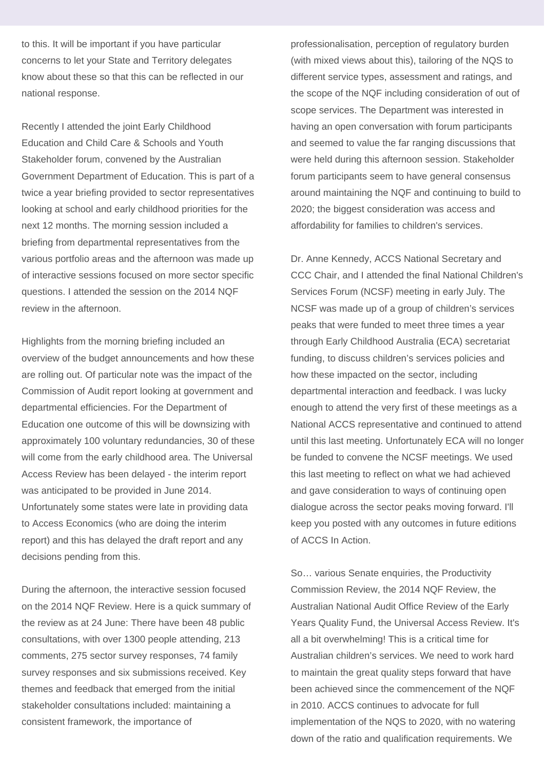to this. It will be important if you have particular concerns to let your State and Territory delegates know about these so that this can be reflected in our national response.

Recently I attended the joint Early Childhood Education and Child Care & Schools and Youth Stakeholder forum, convened by the Australian Government Department of Education. This is part of a twice a year briefing provided to sector representatives looking at school and early childhood priorities for the next 12 months. The morning session included a briefing from departmental representatives from the various portfolio areas and the afternoon was made up of interactive sessions focused on more sector specific questions. I attended the session on the 2014 NQF review in the afternoon.

Highlights from the morning briefing included an overview of the budget announcements and how these are rolling out. Of particular note was the impact of the Commission of Audit report looking at government and departmental efficiencies. For the Department of Education one outcome of this will be downsizing with approximately 100 voluntary redundancies, 30 of these will come from the early childhood area. The Universal Access Review has been delayed - the interim report was anticipated to be provided in June 2014. Unfortunately some states were late in providing data to Access Economics (who are doing the interim report) and this has delayed the draft report and any decisions pending from this.

During the afternoon, the interactive session focused on the 2014 NQF Review. Here is a quick summary of the review as at 24 June: There have been 48 public consultations, with over 1300 people attending, 213 comments, 275 sector survey responses, 74 family survey responses and six submissions received. Key themes and feedback that emerged from the initial stakeholder consultations included: maintaining a consistent framework, the importance of professionalisation, perception of regulatory burden (with mixed views about this), tailoring of the NQS to different service types, assessment and ratings, and the scope of the NQF including consideration of out of scope services. The Department was interested in having an open conversation with forum participants and seemed to value the far ranging discussions that were held during this afternoon session. Stakeholder forum participants seem to have general consensus around maintaining the NQF and continuing to build to 2020; the biggest consideration was access and affordability for families to children's services.

Dr. Anne Kennedy, ACCS National Secretary and CCC Chair, and I attended the final National Children's Services Forum (NCSF) meeting in early July. The NCSF was made up of a group of children's services peaks that were funded to meet three times a year through Early Childhood Australia (ECA) secretariat funding, to discuss children's services policies and how these impacted on the sector, including departmental interaction and feedback. I was lucky enough to attend the very first of these meetings as a National ACCS representative and continued to attend until this last meeting. Unfortunately ECA will no longer be funded to convene the NCSF meetings. We used this last meeting to reflect on what we had achieved and gave consideration to ways of continuing open dialogue across the sector peaks moving forward. I'll keep you posted with any outcomes in future editions of ACCS In Action.

So… various Senate enquiries, the Productivity Commission Review, the 2014 NQF Review, the Australian National Audit Office Review of the Early Years Quality Fund, the Universal Access Review. It's all a bit overwhelming! This is a critical time for Australian children's services. We need to work hard to maintain the great quality steps forward that have been achieved since the commencement of the NQF in 2010. ACCS continues to advocate for full implementation of the NQS to 2020, with no watering down of the ratio and qualification requirements. We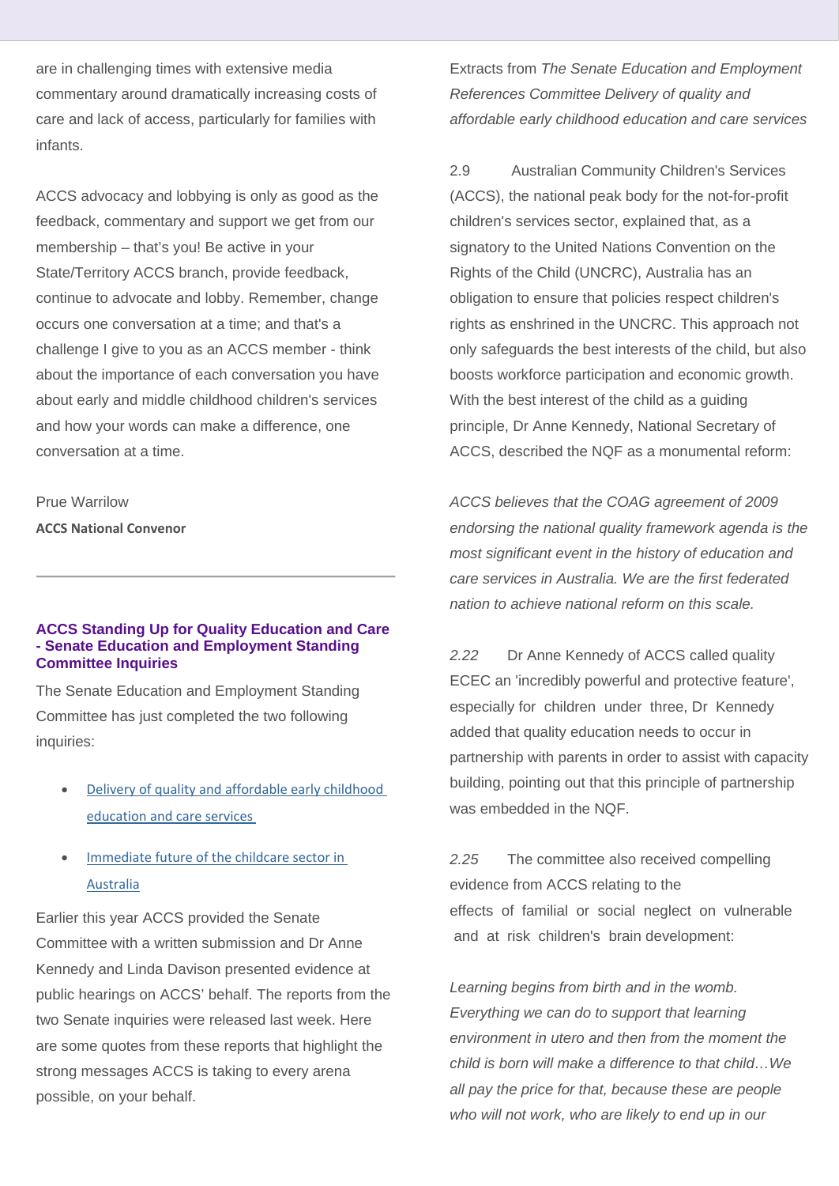are in challenging times with extensive media commentary around dramatically increasing costs of care and lack of access, particularly for families with infants.

ACCS advocacy and lobbying is only as good as the feedback, commentary and support we get from our membership – that's you! Be active in your State/Territory ACCS branch, provide feedback, continue to advocate and lobby. Remember, change occurs one conversation at a time; and that's a challenge I give to you as an ACCS member - think about the importance of each conversation you have about early and middle childhood children's services and how your words can make a difference, one conversation at a time.

Prue Warrilow
**ACCS National Convenor**

---

### ACCS Standing Up for Quality Education and Care - Senate Education and Employment Standing Committee Inquiries

The Senate Education and Employment Standing Committee has just completed the two following inquiries:

- Delivery of quality and affordable early childhood education and care services
- Immediate future of the childcare sector in Australia

Earlier this year ACCS provided the Senate Committee with a written submission and Dr Anne Kennedy and Linda Davison presented evidence at public hearings on ACCS' behalf. The reports from the two Senate inquiries were released last week. Here are some quotes from these reports that highlight the strong messages ACCS is taking to every arena possible, on your behalf.

Extracts from *The Senate Education and Employment References Committee Delivery of quality and affordable early childhood education and care services*

2.9 Australian Community Children's Services (ACCS), the national peak body for the not-for-profit children's services sector, explained that, as a signatory to the United Nations Convention on the Rights of the Child (UNCRC), Australia has an obligation to ensure that policies respect children's rights as enshrined in the UNCRC. This approach not only safeguards the best interests of the child, but also boosts workforce participation and economic growth. With the best interest of the child as a guiding principle, Dr Anne Kennedy, National Secretary of ACCS, described the NQF as a monumental reform:

*ACCS believes that the COAG agreement of 2009 endorsing the national quality framework agenda is the most significant event in the history of education and care services in Australia. We are the first federated nation to achieve national reform on this scale.*

*2.22* Dr Anne Kennedy of ACCS called quality ECEC an 'incredibly powerful and protective feature', especially for children under three, Dr Kennedy added that quality education needs to occur in partnership with parents in order to assist with capacity building, pointing out that this principle of partnership was embedded in the NQF.

*2.25* The committee also received compelling evidence from ACCS relating to the effects of familial or social neglect on vulnerable and at risk children's brain development:

*Learning begins from birth and in the womb. Everything we can do to support that learning environment in utero and then from the moment the child is born will make a difference to that child…We all pay the price for that, because these are people who will not work, who are likely to end up in our*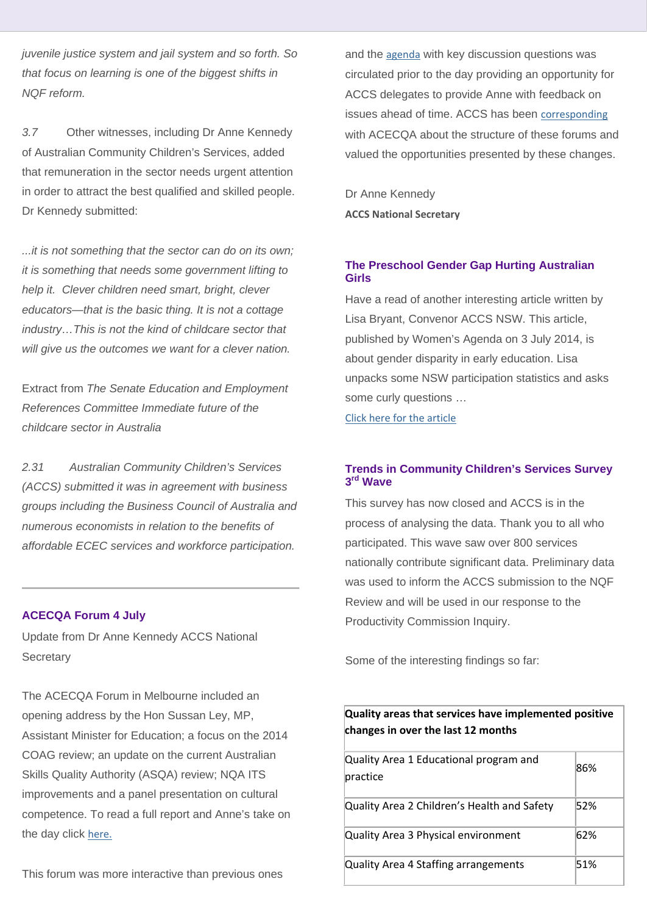*juvenile justice system and jail system and so forth. So that focus on learning is one of the biggest shifts in NQF reform.*

*3.7* Other witnesses, including Dr Anne Kennedy of Australian Community Children's Services, added that remuneration in the sector needs urgent attention in order to attract the best qualified and skilled people. Dr Kennedy submitted:

*...it is not something that the sector can do on its own; it is something that needs some government lifting to help it. Clever children need smart, bright, clever educators—that is the basic thing. It is not a cottage industry…This is not the kind of childcare sector that will give us the outcomes we want for a clever nation.*

Extract from *The Senate Education and Employment References Committee Immediate future of the childcare sector in Australia*

*2.31 Australian Community Children's Services (ACCS) submitted it was in agreement with business groups including the Business Council of Australia and numerous economists in relation to the benefits of affordable ECEC services and workforce participation.*

---

### ACECQA Forum 4 July

Update from Dr Anne Kennedy ACCS National Secretary

The ACECQA Forum in Melbourne included an opening address by the Hon Sussan Ley, MP, Assistant Minister for Education; a focus on the 2014 COAG review; an update on the current Australian Skills Quality Authority (ASQA) review; NQA ITS improvements and a panel presentation on cultural competence. To read a full report and Anne's take on the day click here.

This forum was more interactive than previous ones and the agenda with key discussion questions was circulated prior to the day providing an opportunity for ACCS delegates to provide Anne with feedback on issues ahead of time. ACCS has been corresponding with ACECQA about the structure of these forums and valued the opportunities presented by these changes.

Dr Anne Kennedy
**ACCS National Secretary**

### The Preschool Gender Gap Hurting Australian Girls

Have a read of another interesting article written by Lisa Bryant, Convenor ACCS NSW. This article, published by Women's Agenda on 3 July 2014, is about gender disparity in early education. Lisa unpacks some NSW participation statistics and asks some curly questions …

Click here for the article

### Trends in Community Children's Services Survey 3rd Wave

This survey has now closed and ACCS is in the process of analysing the data. Thank you to all who participated. This wave saw over 800 services nationally contribute significant data. Preliminary data was used to inform the ACCS submission to the NQF Review and will be used in our response to the Productivity Commission Inquiry.

Some of the interesting findings so far:

| **Quality areas that services have implemented positive changes in over the last 12 months** | |
|---|---|
| Quality Area 1 Educational program and practice | 86% |
| Quality Area 2 Children's Health and Safety | 52% |
| Quality Area 3 Physical environment | 62% |
| Quality Area 4 Staffing arrangements | 51% |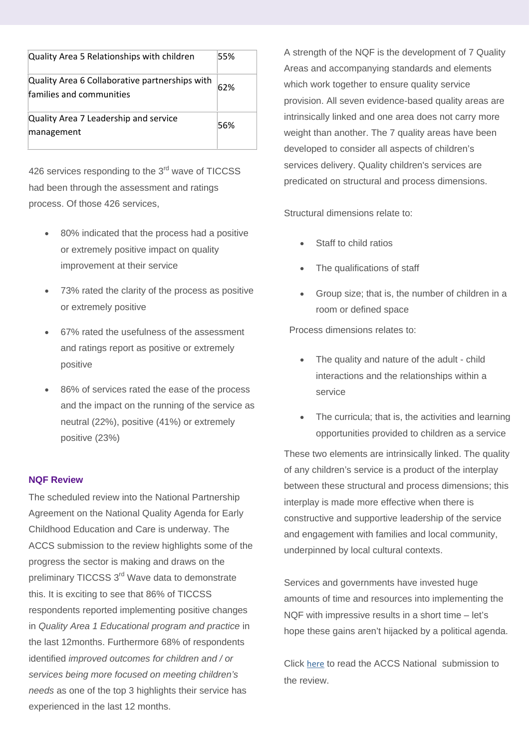| Quality Area | Percentage |
|---|---|
| Quality Area 5 Relationships with children | 55% |
| Quality Area 6 Collaborative partnerships with families and communities | 62% |
| Quality Area 7 Leadership and service management | 56% |

426 services responding to the 3rd wave of TICCSS had been through the assessment and ratings process. Of those 426 services,

- 80% indicated that the process had a positive or extremely positive impact on quality improvement at their service
- 73% rated the clarity of the process as positive or extremely positive
- 67% rated the usefulness of the assessment and ratings report as positive or extremely positive
- 86% of services rated the ease of the process and the impact on the running of the service as neutral (22%), positive (41%) or extremely positive (23%)

### NQF Review

The scheduled review into the National Partnership Agreement on the National Quality Agenda for Early Childhood Education and Care is underway. The ACCS submission to the review highlights some of the progress the sector is making and draws on the preliminary TICCSS 3rd Wave data to demonstrate this. It is exciting to see that 86% of TICCSS respondents reported implementing positive changes in *Quality Area 1 Educational program and practice* in the last 12months. Furthermore 68% of respondents identified *improved outcomes for children and / or services being more focused on meeting children's needs* as one of the top 3 highlights their service has experienced in the last 12 months.

A strength of the NQF is the development of 7 Quality Areas and accompanying standards and elements which work together to ensure quality service provision. All seven evidence-based quality areas are intrinsically linked and one area does not carry more weight than another. The 7 quality areas have been developed to consider all aspects of children's services delivery. Quality children's services are predicated on structural and process dimensions.

Structural dimensions relate to:

- Staff to child ratios
- The qualifications of staff
- Group size; that is, the number of children in a room or defined space

Process dimensions relates to:

- The quality and nature of the adult - child interactions and the relationships within a service
- The curricula; that is, the activities and learning opportunities provided to children as a service

These two elements are intrinsically linked. The quality of any children's service is a product of the interplay between these structural and process dimensions; this interplay is made more effective when there is constructive and supportive leadership of the service and engagement with families and local community, underpinned by local cultural contexts.

Services and governments have invested huge amounts of time and resources into implementing the NQF with impressive results in a short time – let's hope these gains aren't hijacked by a political agenda.

Click here to read the ACCS National submission to the review.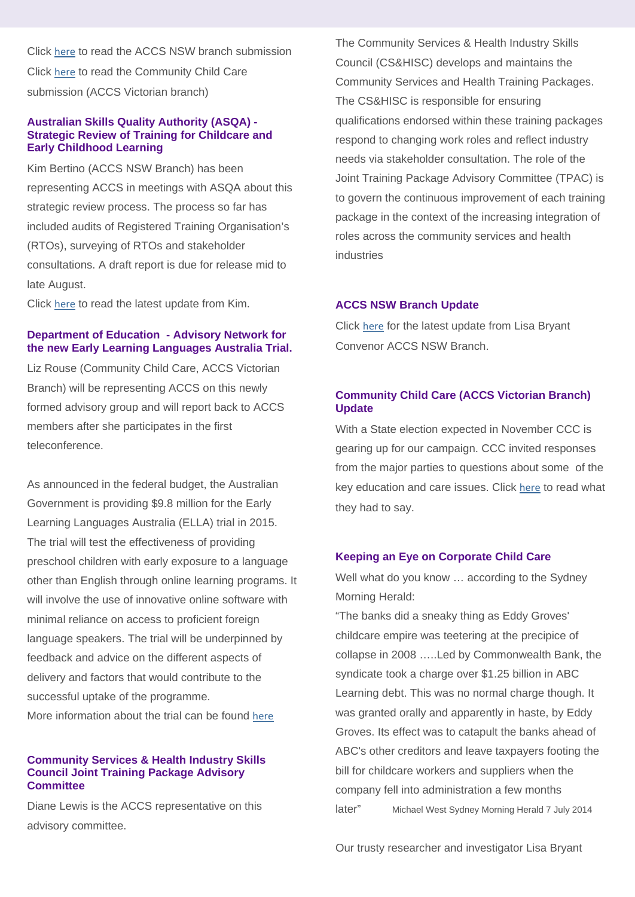Click here to read the ACCS NSW branch submission

Click here to read the Community Child Care submission (ACCS Victorian branch)

### Australian Skills Quality Authority (ASQA) - Strategic Review of Training for Childcare and Early Childhood Learning

Kim Bertino (ACCS NSW Branch) has been representing ACCS in meetings with ASQA about this strategic review process. The process so far has included audits of Registered Training Organisation's (RTOs), surveying of RTOs and stakeholder consultations. A draft report is due for release mid to late August.

Click here to read the latest update from Kim.

### Department of Education - Advisory Network for the new Early Learning Languages Australia Trial.

Liz Rouse (Community Child Care, ACCS Victorian Branch) will be representing ACCS on this newly formed advisory group and will report back to ACCS members after she participates in the first teleconference.

As announced in the federal budget, the Australian Government is providing $9.8 million for the Early Learning Languages Australia (ELLA) trial in 2015. The trial will test the effectiveness of providing preschool children with early exposure to a language other than English through online learning programs. It will involve the use of innovative online software with minimal reliance on access to proficient foreign language speakers. The trial will be underpinned by feedback and advice on the different aspects of delivery and factors that would contribute to the successful uptake of the programme.

More information about the trial can be found here

### Community Services & Health Industry Skills Council Joint Training Package Advisory Committee

Diane Lewis is the ACCS representative on this advisory committee.

The Community Services & Health Industry Skills Council (CS&HISC) develops and maintains the Community Services and Health Training Packages. The CS&HISC is responsible for ensuring qualifications endorsed within these training packages respond to changing work roles and reflect industry needs via stakeholder consultation. The role of the Joint Training Package Advisory Committee (TPAC) is to govern the continuous improvement of each training package in the context of the increasing integration of roles across the community services and health industries

### ACCS NSW Branch Update

Click here for the latest update from Lisa Bryant Convenor ACCS NSW Branch.

### Community Child Care (ACCS Victorian Branch) Update

With a State election expected in November CCC is gearing up for our campaign. CCC invited responses from the major parties to questions about some of the key education and care issues. Click here to read what they had to say.

### Keeping an Eye on Corporate Child Care

Well what do you know … according to the Sydney Morning Herald:

"The banks did a sneaky thing as Eddy Groves' childcare empire was teetering at the precipice of collapse in 2008 …..Led by Commonwealth Bank, the syndicate took a charge over $1.25 billion in ABC Learning debt. This was no normal charge though. It was granted orally and apparently in haste, by Eddy Groves. Its effect was to catapult the banks ahead of ABC's other creditors and leave taxpayers footing the bill for childcare workers and suppliers when the company fell into administration a few months later" Michael West Sydney Morning Herald 7 July 2014

Our trusty researcher and investigator Lisa Bryant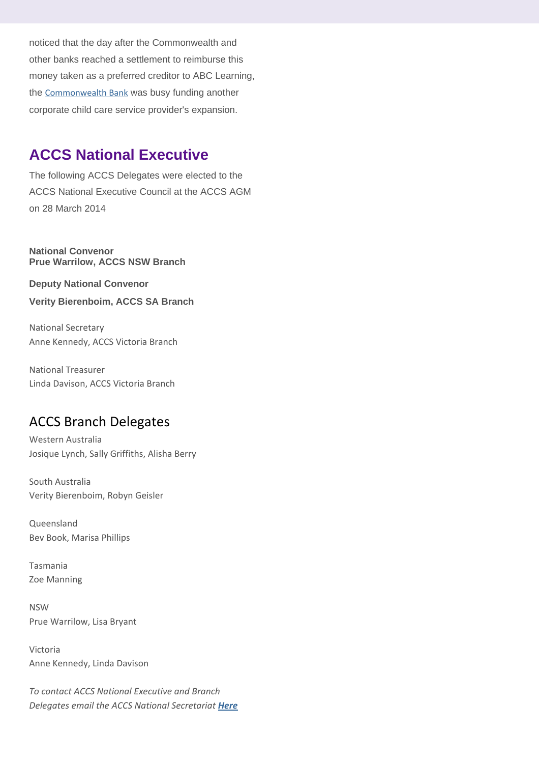noticed that the day after the Commonwealth and other banks reached a settlement to reimburse this money taken as a preferred creditor to ABC Learning, the Commonwealth Bank was busy funding another corporate child care service provider's expansion.

## ACCS National Executive

The following ACCS Delegates were elected to the ACCS National Executive Council at the ACCS AGM on 28 March 2014

**National Convenor**
**Prue Warrilow, ACCS NSW Branch**

**Deputy National Convenor**

**Verity Bierenboim, ACCS SA Branch**

National Secretary
Anne Kennedy, ACCS Victoria Branch

National Treasurer
Linda Davison, ACCS Victoria Branch

## ACCS Branch Delegates

Western Australia
Josique Lynch, Sally Griffiths, Alisha Berry

South Australia
Verity Bierenboim, Robyn Geisler

Queensland
Bev Book, Marisa Phillips

Tasmania
Zoe Manning

NSW
Prue Warrilow, Lisa Bryant

Victoria
Anne Kennedy, Linda Davison

*To contact ACCS National Executive and Branch Delegates email the ACCS National Secretariat* ***Here***